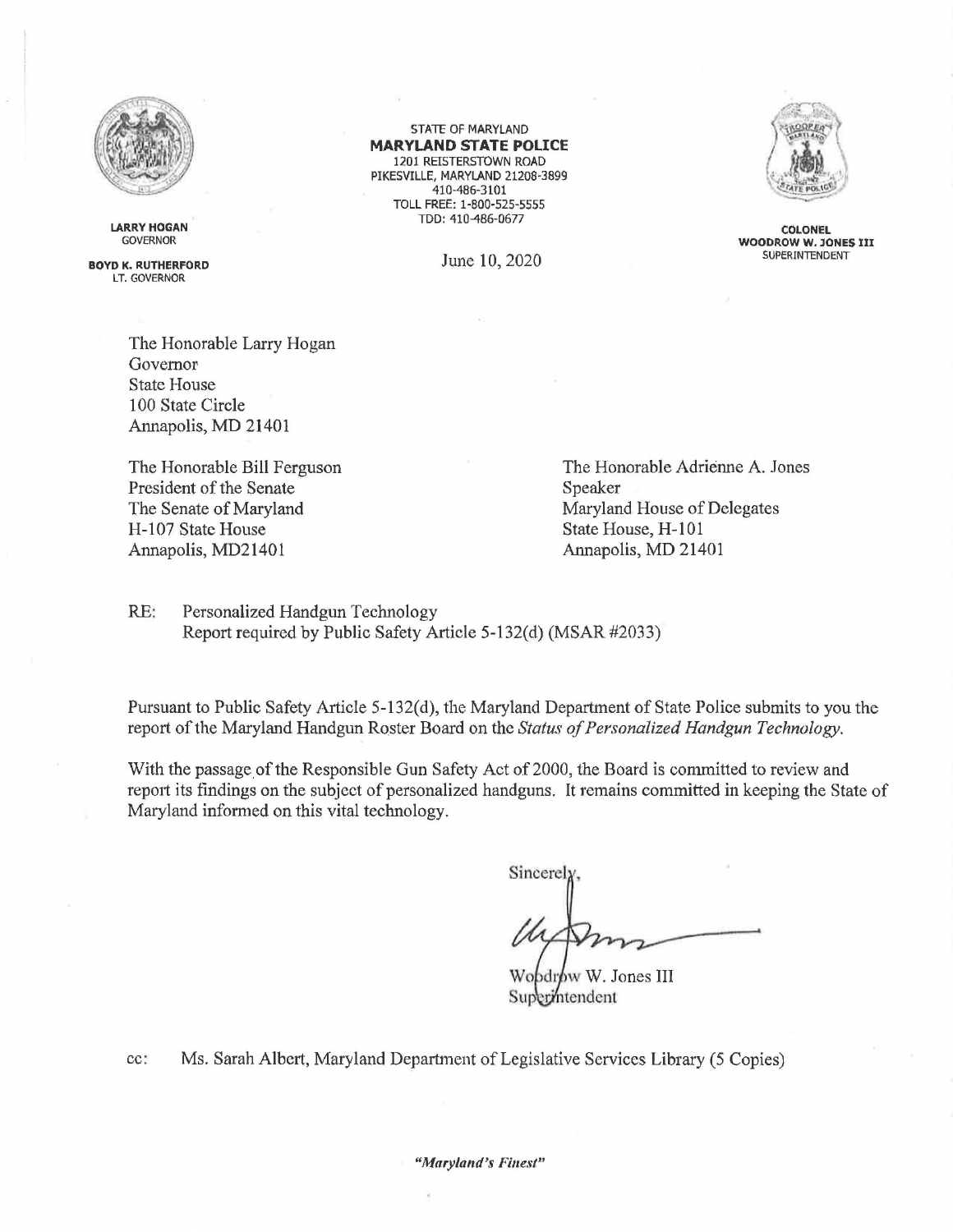LARRY HOGAN
GOVERNOR

BOYD K. RUTHERFORD
LT. GOVERNOR

STATE OF MARYLAND
**MARYLAND STATE POLICE**
1201 REISTERSTOWN ROAD
PIKESVILLE, MARYLAND 21208-3899
410-486-3101
TOLL FREE: 1-800-525-5555
TDD: 410-486-0677

COLONEL
**WOODROW W. JONES III**
SUPERINTENDENT

June 10, 2020

The Honorable Larry Hogan
Governor
State House
100 State Circle
Annapolis, MD 21401

The Honorable Bill Ferguson
President of the Senate
The Senate of Maryland
H-107 State House
Annapolis, MD21401

The Honorable Adrienne A. Jones
Speaker
Maryland House of Delegates
State House, H-101
Annapolis, MD 21401

RE: Personalized Handgun Technology
Report required by Public Safety Article 5-132(d) (MSAR #2033)

Pursuant to Public Safety Article 5-132(d), the Maryland Department of State Police submits to you the report of the Maryland Handgun Roster Board on the *Status of Personalized Handgun Technology.*

With the passage of the Responsible Gun Safety Act of 2000, the Board is committed to review and report its findings on the subject of personalized handguns. It remains committed in keeping the State of Maryland informed on this vital technology.

Sincerely,

Woodrow W. Jones III
Superintendent

cc: Ms. Sarah Albert, Maryland Department of Legislative Services Library (5 Copies)

*"Maryland's Finest"*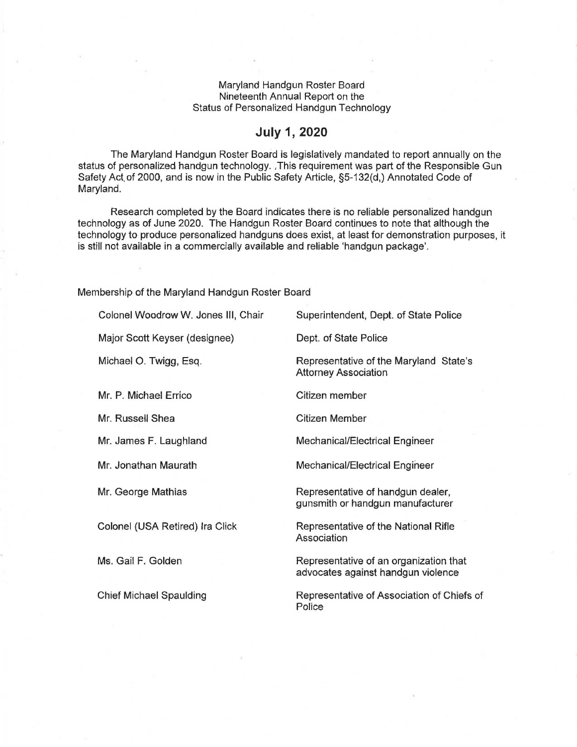Maryland Handgun Roster Board
Nineteenth Annual Report on the
Status of Personalized Handgun Technology

## July 1, 2020

The Maryland Handgun Roster Board is legislatively mandated to report annually on the status of personalized handgun technology. ,This requirement was part of the Responsible Gun Safety Act,of 2000, and is now in the Public Safety Article, §5-132(d,) Annotated Code of Maryland.

Research completed by the Board indicates there is no reliable personalized handgun technology as of June 2020. The Handgun Roster Board continues to note that although the technology to produce personalized handguns does exist, at least for demonstration purposes, it is still not available in a commercially available and reliable 'handgun package'.

Membership of the Maryland Handgun Roster Board

| | |
|---|---|
| Colonel Woodrow W. Jones III, Chair | Superintendent, Dept. of State Police |
| Major Scott Keyser (designee) | Dept. of State Police |
| Michael O. Twigg, Esq. | Representative of the Maryland State's Attorney Association |
| Mr. P. Michael Errico | Citizen member |
| Mr. Russell Shea | Citizen Member |
| Mr. James F. Laughland | Mechanical/Electrical Engineer |
| Mr. Jonathan Maurath | Mechanical/Electrical Engineer |
| Mr. George Mathias | Representative of handgun dealer, gunsmith or handgun manufacturer |
| Colonel (USA Retired) Ira Click | Representative of the National Rifle Association |
| Ms. Gail F. Golden | Representative of an organization that advocates against handgun violence |
| Chief Michael Spaulding | Representative of Association of Chiefs of Police |